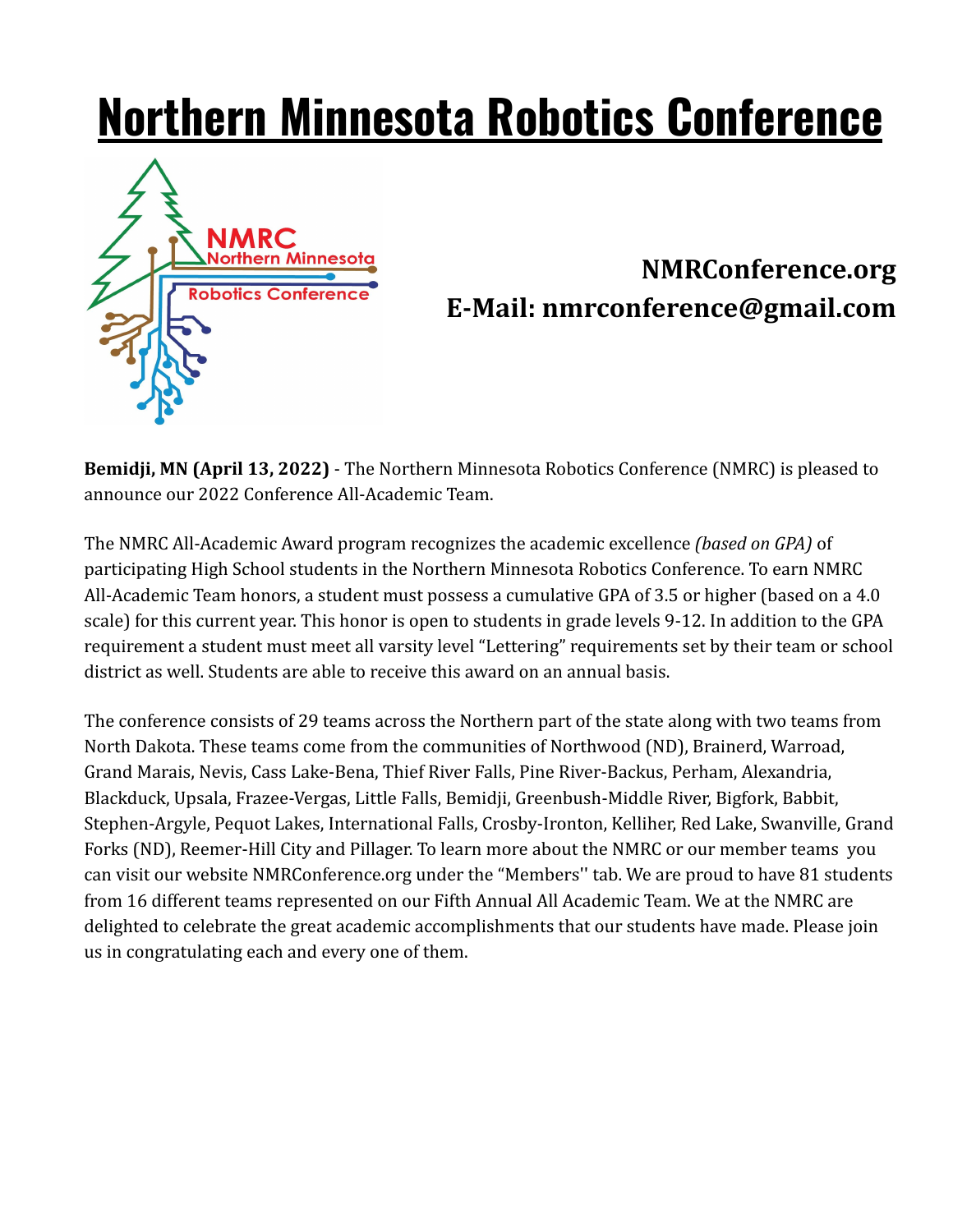# Northern Minnesota Robotics Conference

**NMRConference.org**
**E-Mail: nmrconference@gmail.com**

**Bemidji, MN (April 13, 2022)** - The Northern Minnesota Robotics Conference (NMRC) is pleased to announce our 2022 Conference All-Academic Team.

The NMRC All-Academic Award program recognizes the academic excellence *(based on GPA)* of participating High School students in the Northern Minnesota Robotics Conference. To earn NMRC All-Academic Team honors, a student must possess a cumulative GPA of 3.5 or higher (based on a 4.0 scale) for this current year. This honor is open to students in grade levels 9-12. In addition to the GPA requirement a student must meet all varsity level "Lettering" requirements set by their team or school district as well. Students are able to receive this award on an annual basis.

The conference consists of 29 teams across the Northern part of the state along with two teams from North Dakota. These teams come from the communities of Northwood (ND), Brainerd, Warroad, Grand Marais, Nevis, Cass Lake-Bena, Thief River Falls, Pine River-Backus, Perham, Alexandria, Blackduck, Upsala, Frazee-Vergas, Little Falls, Bemidji, Greenbush-Middle River, Bigfork, Babbit, Stephen-Argyle, Pequot Lakes, International Falls, Crosby-Ironton, Kelliher, Red Lake, Swanville, Grand Forks (ND), Reemer-Hill City and Pillager. To learn more about the NMRC or our member teams you can visit our website NMRConference.org under the "Members'' tab. We are proud to have 81 students from 16 different teams represented on our Fifth Annual All Academic Team. We at the NMRC are delighted to celebrate the great academic accomplishments that our students have made. Please join us in congratulating each and every one of them.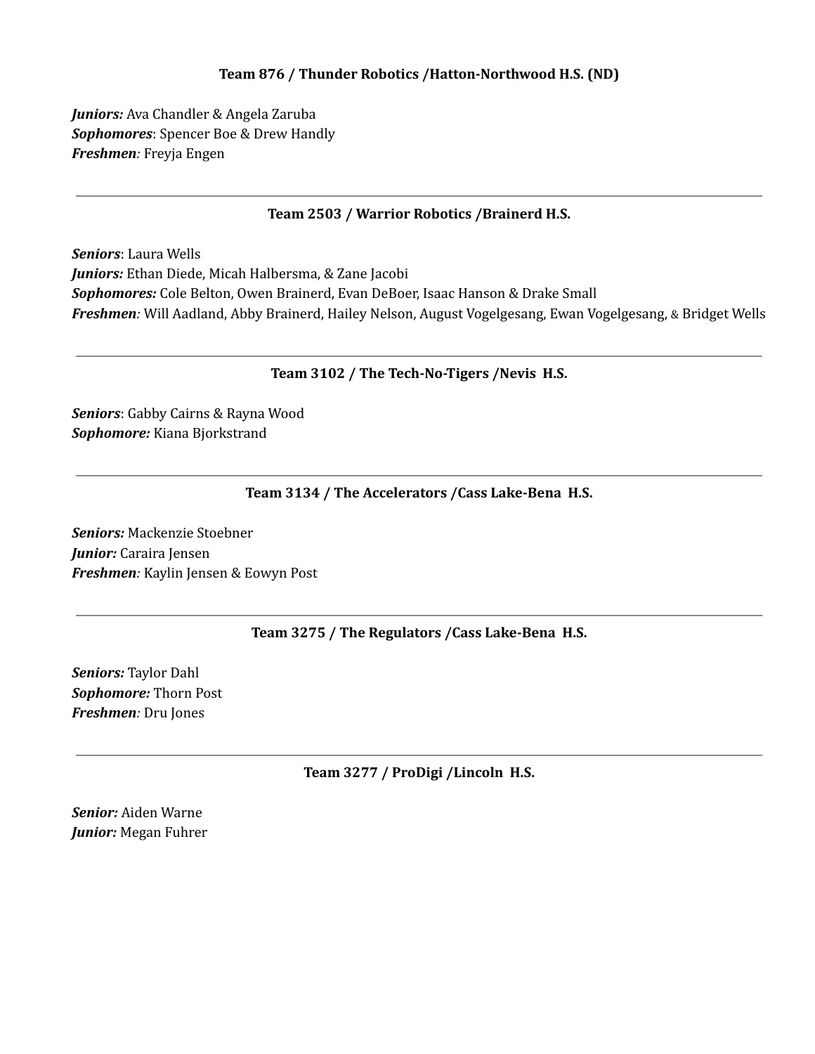**Team 876 / Thunder Robotics /Hatton-Northwood H.S. (ND)**

***Juniors:*** Ava Chandler & Angela Zaruba
***Sophomores***: Spencer Boe & Drew Handly
***Freshmen**:* Freyja Engen

---

**Team 2503 / Warrior Robotics /Brainerd H.S.**

***Seniors***: Laura Wells
***Juniors:*** Ethan Diede, Micah Halbersma, & Zane Jacobi
***Sophomores:*** Cole Belton, Owen Brainerd, Evan DeBoer, Isaac Hanson & Drake Small
***Freshmen**:* Will Aadland, Abby Brainerd, Hailey Nelson, August Vogelgesang, Ewan Vogelgesang, & Bridget Wells

---

**Team 3102 / The Tech-No-Tigers /Nevis H.S.**

***Seniors***: Gabby Cairns & Rayna Wood
***Sophomore:*** Kiana Bjorkstrand

---

**Team 3134 / The Accelerators /Cass Lake-Bena H.S.**

***Seniors:*** Mackenzie Stoebner
***Junior:*** Caraira Jensen
***Freshmen**:* Kaylin Jensen & Eowyn Post

---

**Team 3275 / The Regulators /Cass Lake-Bena H.S.**

***Seniors:*** Taylor Dahl
***Sophomore:*** Thorn Post
***Freshmen**:* Dru Jones

---

**Team 3277 / ProDigi /Lincoln H.S.**

***Senior:*** Aiden Warne
***Junior:*** Megan Fuhrer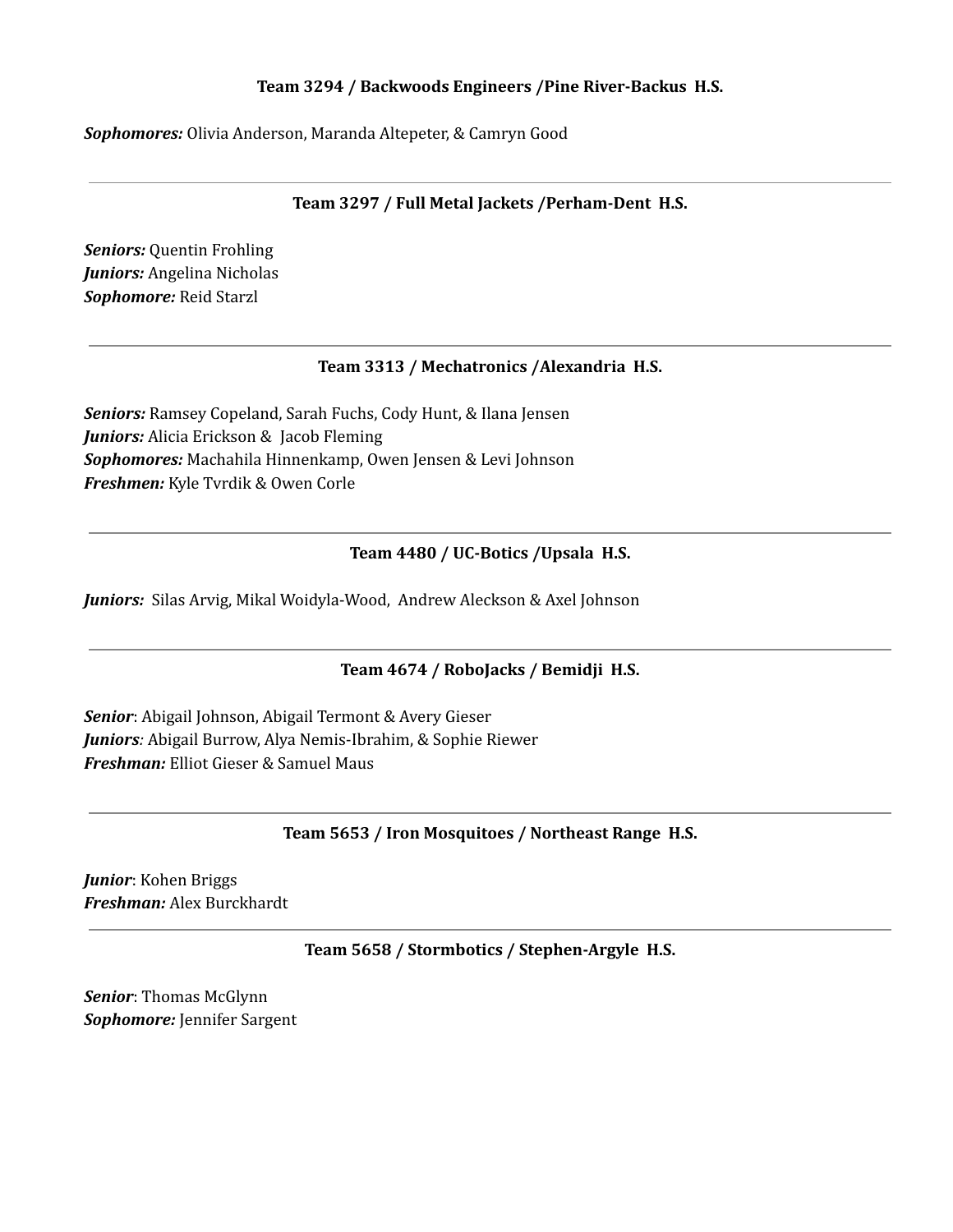**Team 3294 / Backwoods Engineers /Pine River-Backus H.S.**

***Sophomores:*** Olivia Anderson, Maranda Altepeter, & Camryn Good

---

**Team 3297 / Full Metal Jackets /Perham-Dent H.S.**

***Seniors:*** Quentin Frohling
***Juniors:*** Angelina Nicholas
***Sophomore:*** Reid Starzl

---

**Team 3313 / Mechatronics /Alexandria H.S.**

***Seniors:*** Ramsey Copeland, Sarah Fuchs, Cody Hunt, & Ilana Jensen
***Juniors:*** Alicia Erickson & Jacob Fleming
***Sophomores:*** Machahila Hinnenkamp, Owen Jensen & Levi Johnson
***Freshmen:*** Kyle Tvrdik & Owen Corle

---

**Team 4480 / UC-Botics /Upsala H.S.**

***Juniors:*** Silas Arvig, Mikal Woidyla-Wood, Andrew Aleckson & Axel Johnson

---

**Team 4674 / RoboJacks / Bemidji H.S.**

***Senior***: Abigail Johnson, Abigail Termont & Avery Gieser
***Juniors****:* Abigail Burrow, Alya Nemis-Ibrahim, & Sophie Riewer
***Freshman:*** Elliot Gieser & Samuel Maus

---

**Team 5653 / Iron Mosquitoes / Northeast Range H.S.**

***Junior***: Kohen Briggs
***Freshman:*** Alex Burckhardt

---

**Team 5658 / Stormbotics / Stephen-Argyle H.S.**

***Senior***: Thomas McGlynn
***Sophomore:*** Jennifer Sargent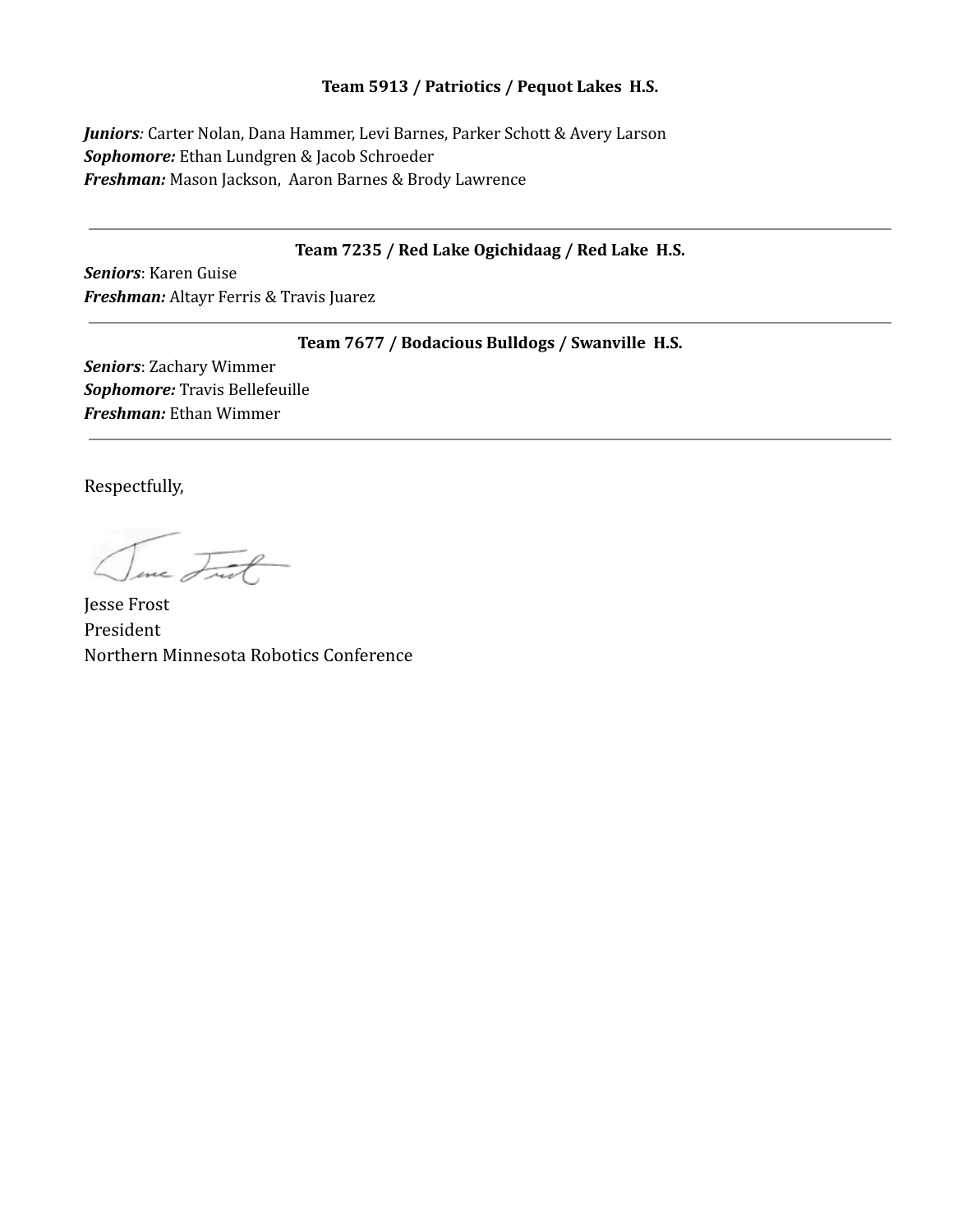**Team 5913 / Patriotics / Pequot Lakes H.S.**

***Juniors****:* Carter Nolan, Dana Hammer, Levi Barnes, Parker Schott & Avery Larson
***Sophomore:*** Ethan Lundgren & Jacob Schroeder
***Freshman:*** Mason Jackson, Aaron Barnes & Brody Lawrence

---

**Team 7235 / Red Lake Ogichidaag / Red Lake H.S.**

***Seniors***: Karen Guise
***Freshman:*** Altayr Ferris & Travis Juarez

---

**Team 7677 / Bodacious Bulldogs / Swanville H.S.**

***Seniors***: Zachary Wimmer
***Sophomore:*** Travis Bellefeuille
***Freshman:*** Ethan Wimmer

---

Respectfully,

Jesse Frost
President
Northern Minnesota Robotics Conference